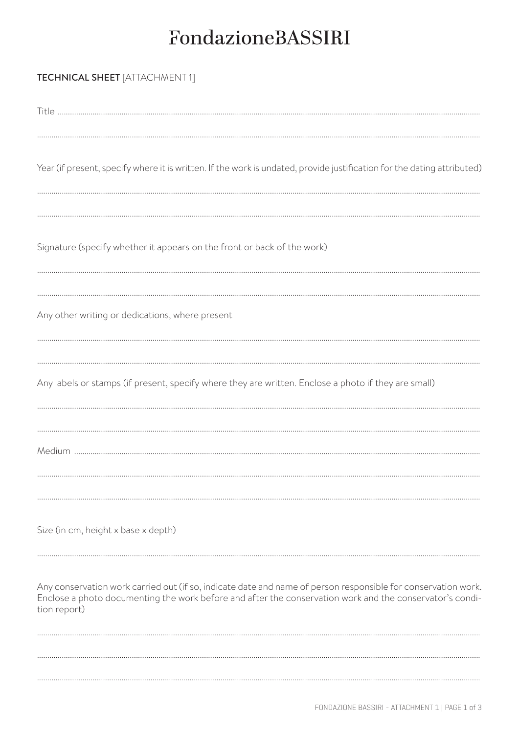# FondazioneBASSIRI

**TECHNICAL SHEET** [ATTACHMENT 1]

Title ..............................................................................................................................................

..............................................................................................................................................

Year (if present, specify where it is written. If the work is undated, provide justification for the dating attributed)

..............................................................................................................................................

..............................................................................................................................................

Signature (specify whether it appears on the front or back of the work)

..............................................................................................................................................

..............................................................................................................................................

Any other writing or dedications, where present

..............................................................................................................................................

..............................................................................................................................................

Any labels or stamps (if present, specify where they are written. Enclose a photo if they are small)

..............................................................................................................................................

..............................................................................................................................................

Medium ..............................................................................................................................................

..............................................................................................................................................

..............................................................................................................................................

Size (in cm, height x base x depth)

..............................................................................................................................................

Any conservation work carried out (if so, indicate date and name of person responsible for conservation work. Enclose a photo documenting the work before and after the conservation work and the conservator's condition report)

..............................................................................................................................................

..............................................................................................................................................

..............................................................................................................................................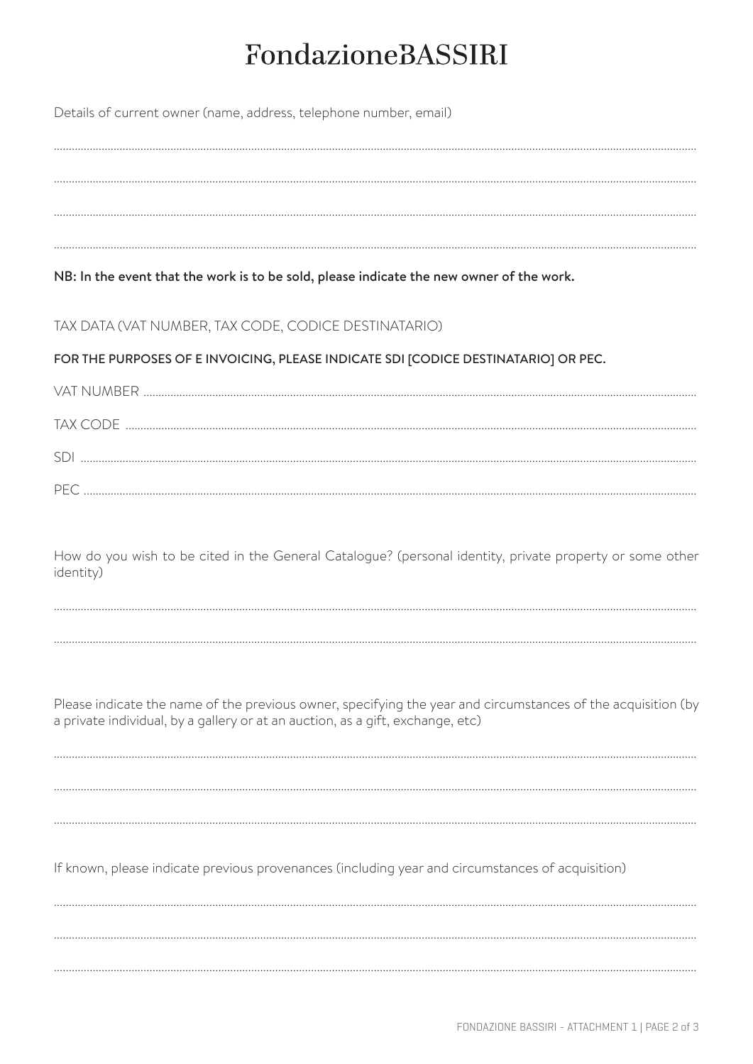# FondazioneBASSIRI

Details of current owner (name, address, telephone number, email)

..........................................................................................

..........................................................................................

..........................................................................................

..........................................................................................

**NB: In the event that the work is to be sold, please indicate the new owner of the work.**

TAX DATA (VAT NUMBER, TAX CODE, CODICE DESTINATARIO)

**FOR THE PURPOSES OF E INVOICING, PLEASE INDICATE SDI [CODICE DESTINATARIO] OR PEC.**

VAT NUMBER ..........................................................................................

TAX CODE ..........................................................................................

SDI ..........................................................................................

PEC ..........................................................................................

How do you wish to be cited in the General Catalogue? (personal identity, private property or some other identity)

..........................................................................................

..........................................................................................

Please indicate the name of the previous owner, specifying the year and circumstances of the acquisition (by a private individual, by a gallery or at an auction, as a gift, exchange, etc)

..........................................................................................

..........................................................................................

..........................................................................................

If known, please indicate previous provenances (including year and circumstances of acquisition)

..........................................................................................

..........................................................................................

..........................................................................................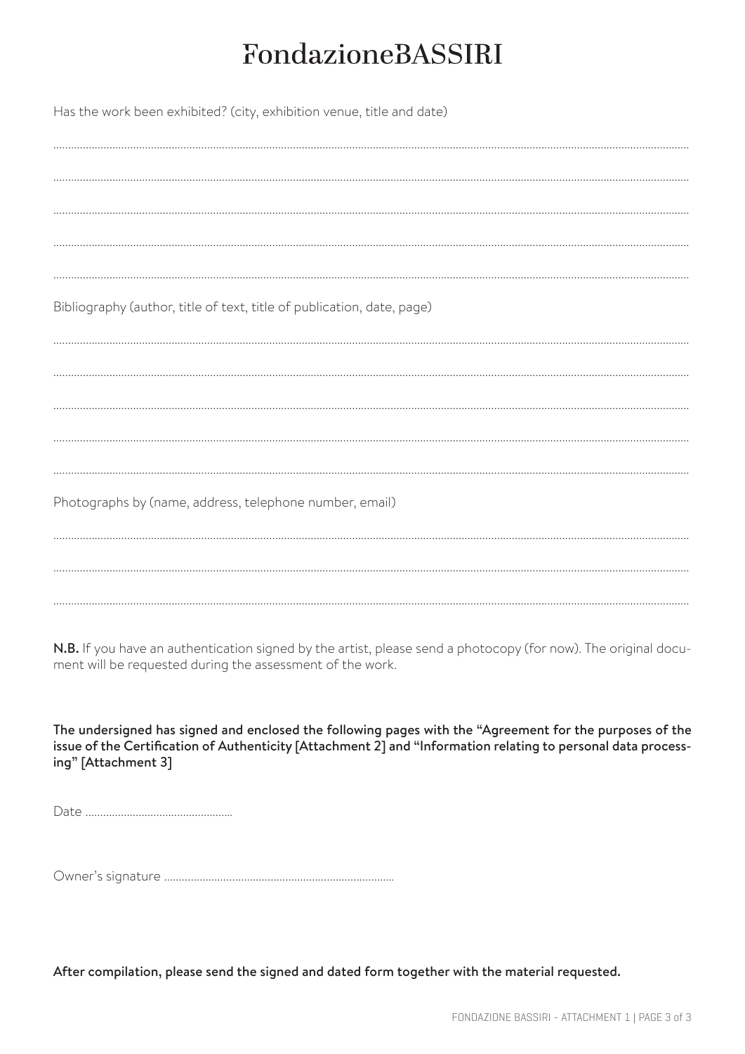Has the work been exhibited? (city, exhibition venue, title and date)

.......................................................................................................................................................................................................................

.......................................................................................................................................................................................................................

.......................................................................................................................................................................................................................

.......................................................................................................................................................................................................................

.......................................................................................................................................................................................................................

Bibliography (author, title of text, title of publication, date, page)

.......................................................................................................................................................................................................................

.......................................................................................................................................................................................................................

.......................................................................................................................................................................................................................

.......................................................................................................................................................................................................................

.......................................................................................................................................................................................................................

Photographs by (name, address, telephone number, email)

.......................................................................................................................................................................................................................

.......................................................................................................................................................................................................................

.......................................................................................................................................................................................................................

**N.B.** If you have an authentication signed by the artist, please send a photocopy (for now). The original document will be requested during the assessment of the work.

**The undersigned has signed and enclosed the following pages with the "Agreement for the purposes of the issue of the Certification of Authenticity [Attachment 2] and "Information relating to personal data processing" [Attachment 3]**

Date ..................................................

Owner's signature ..............................................................................

**After compilation, please send the signed and dated form together with the material requested.**